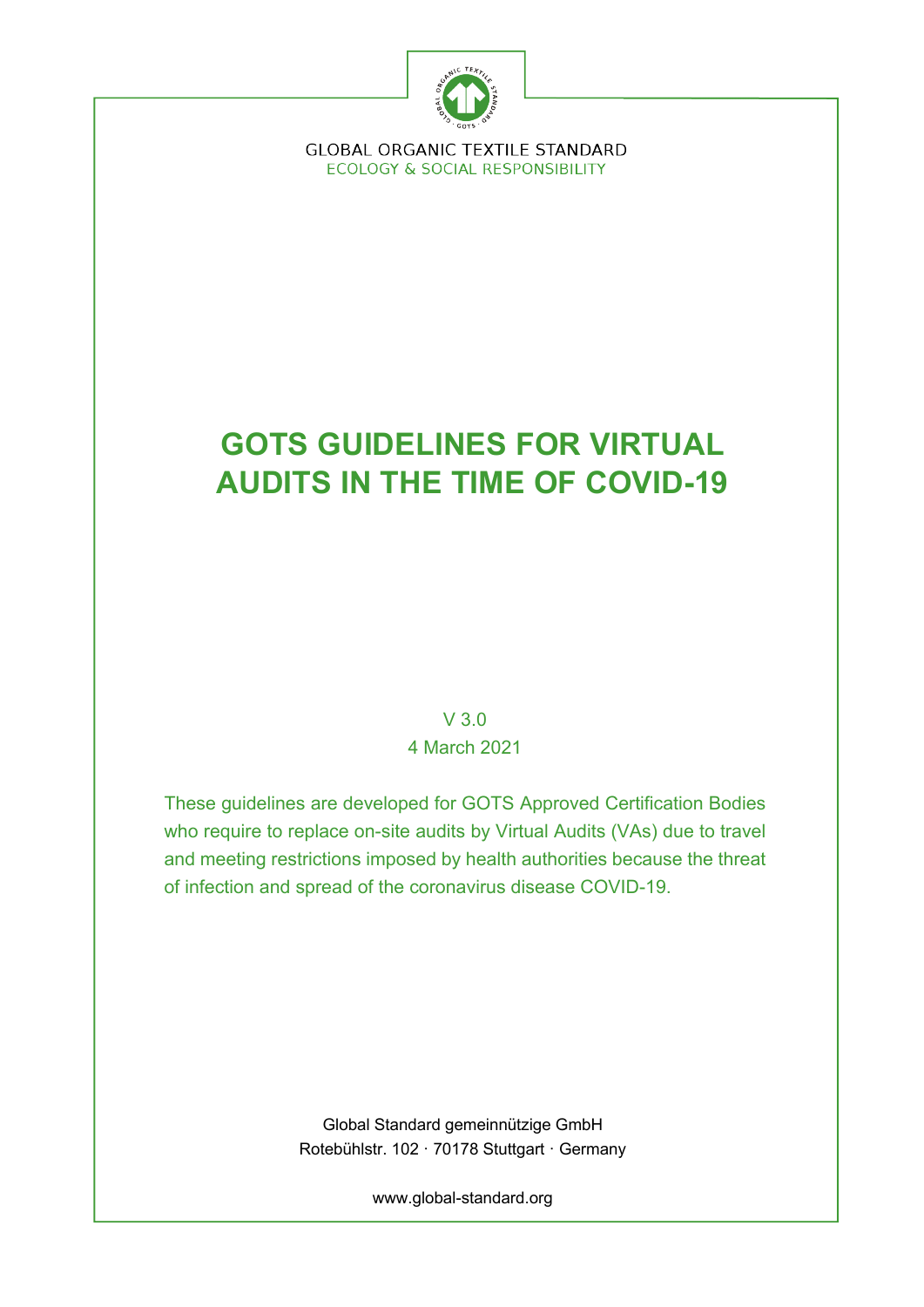GLOBAL ORGANIC TEXTILE STANDARD
ECOLOGY & SOCIAL RESPONSIBILITY

# GOTS GUIDELINES FOR VIRTUAL AUDITS IN THE TIME OF COVID-19

V 3.0

4 March 2021

These guidelines are developed for GOTS Approved Certification Bodies who require to replace on-site audits by Virtual Audits (VAs) due to travel and meeting restrictions imposed by health authorities because the threat of infection and spread of the coronavirus disease COVID-19.

Global Standard gemeinnützige GmbH
Rotebühlstr. 102 · 70178 Stuttgart · Germany

www.global-standard.org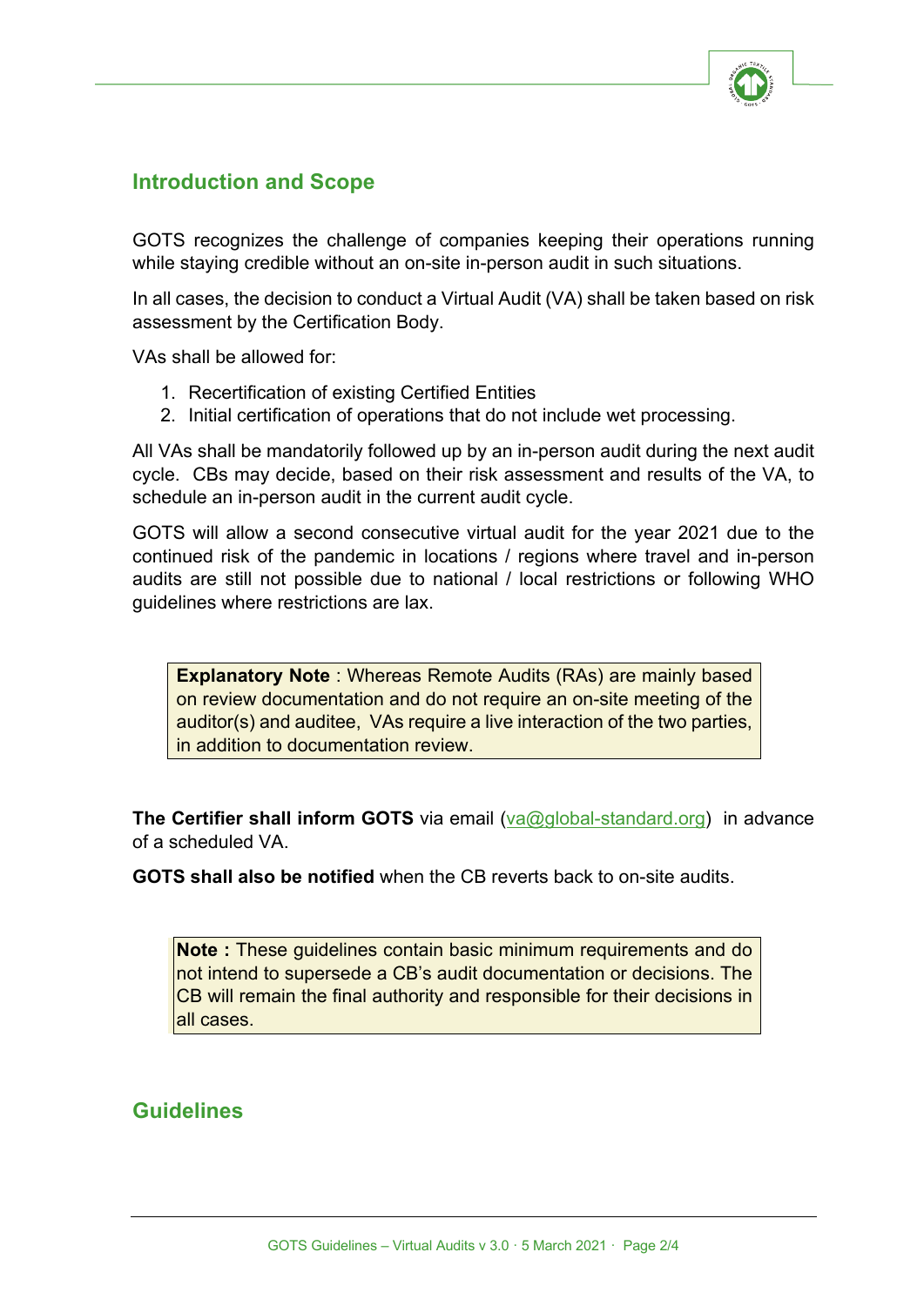## Introduction and Scope

GOTS recognizes the challenge of companies keeping their operations running while staying credible without an on-site in-person audit in such situations.

In all cases, the decision to conduct a Virtual Audit (VA) shall be taken based on risk assessment by the Certification Body.

VAs shall be allowed for:

1. Recertification of existing Certified Entities
2. Initial certification of operations that do not include wet processing.

All VAs shall be mandatorily followed up by an in-person audit during the next audit cycle. CBs may decide, based on their risk assessment and results of the VA, to schedule an in-person audit in the current audit cycle.

GOTS will allow a second consecutive virtual audit for the year 2021 due to the continued risk of the pandemic in locations / regions where travel and in-person audits are still not possible due to national / local restrictions or following WHO guidelines where restrictions are lax.

> **Explanatory Note** : Whereas Remote Audits (RAs) are mainly based on review documentation and do not require an on-site meeting of the auditor(s) and auditee, VAs require a live interaction of the two parties, in addition to documentation review.

**The Certifier shall inform GOTS** via email (va@global-standard.org) in advance of a scheduled VA.

**GOTS shall also be notified** when the CB reverts back to on-site audits.

> **Note :** These guidelines contain basic minimum requirements and do not intend to supersede a CB's audit documentation or decisions. The CB will remain the final authority and responsible for their decisions in all cases.

## Guidelines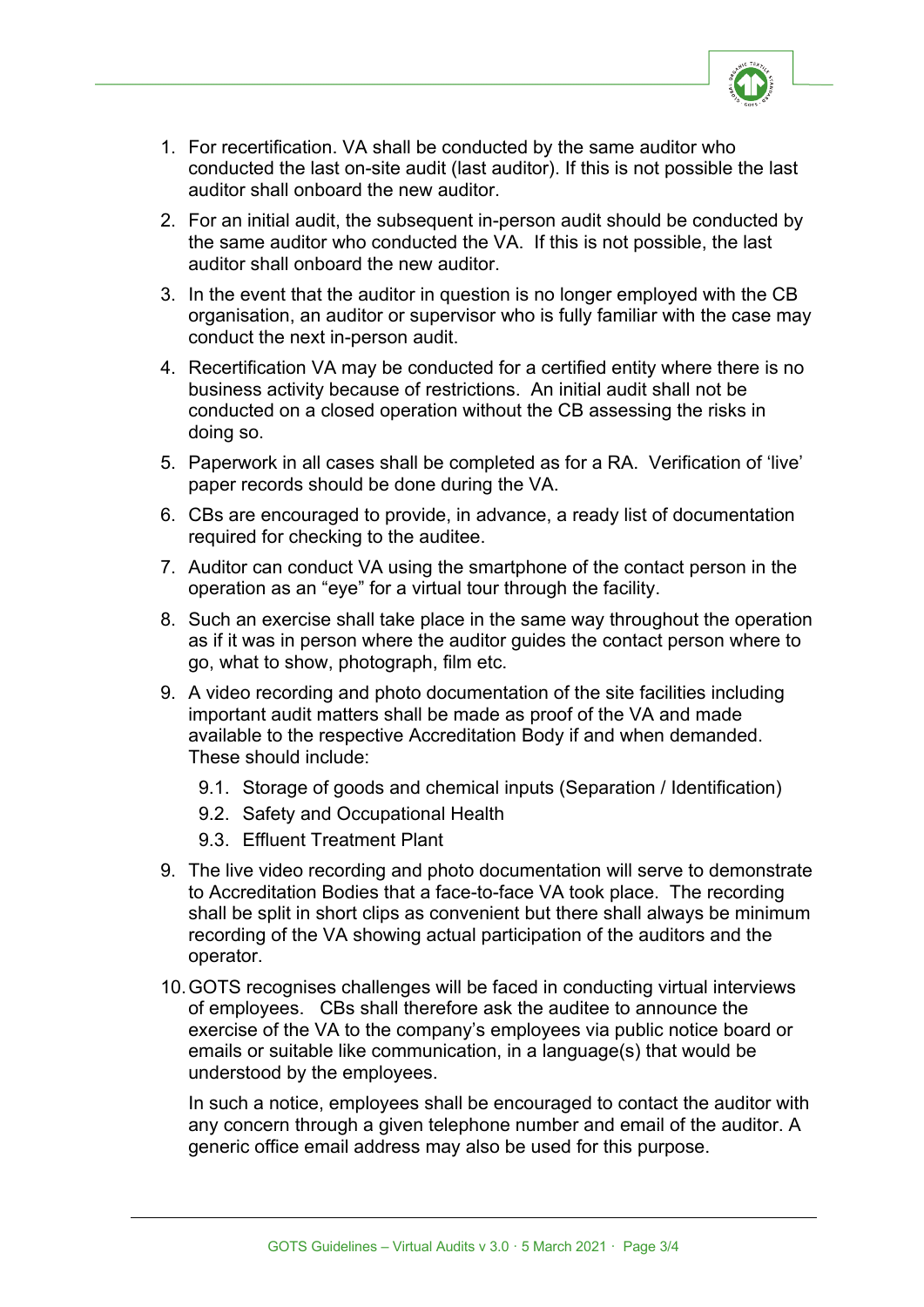1. For recertification. VA shall be conducted by the same auditor who conducted the last on-site audit (last auditor). If this is not possible the last auditor shall onboard the new auditor.
2. For an initial audit, the subsequent in-person audit should be conducted by the same auditor who conducted the VA. If this is not possible, the last auditor shall onboard the new auditor.
3. In the event that the auditor in question is no longer employed with the CB organisation, an auditor or supervisor who is fully familiar with the case may conduct the next in-person audit.
4. Recertification VA may be conducted for a certified entity where there is no business activity because of restrictions. An initial audit shall not be conducted on a closed operation without the CB assessing the risks in doing so.
5. Paperwork in all cases shall be completed as for a RA. Verification of 'live' paper records should be done during the VA.
6. CBs are encouraged to provide, in advance, a ready list of documentation required for checking to the auditee.
7. Auditor can conduct VA using the smartphone of the contact person in the operation as an "eye" for a virtual tour through the facility.
8. Such an exercise shall take place in the same way throughout the operation as if it was in person where the auditor guides the contact person where to go, what to show, photograph, film etc.
9. A video recording and photo documentation of the site facilities including important audit matters shall be made as proof of the VA and made available to the respective Accreditation Body if and when demanded. These should include:
   - 9.1. Storage of goods and chemical inputs (Separation / Identification)
   - 9.2. Safety and Occupational Health
   - 9.3. Effluent Treatment Plant

9. The live video recording and photo documentation will serve to demonstrate to Accreditation Bodies that a face-to-face VA took place. The recording shall be split in short clips as convenient but there shall always be minimum recording of the VA showing actual participation of the auditors and the operator.

10. GOTS recognises challenges will be faced in conducting virtual interviews of employees. CBs shall therefore ask the auditee to announce the exercise of the VA to the company's employees via public notice board or emails or suitable like communication, in a language(s) that would be understood by the employees.

    In such a notice, employees shall be encouraged to contact the auditor with any concern through a given telephone number and email of the auditor. A generic office email address may also be used for this purpose.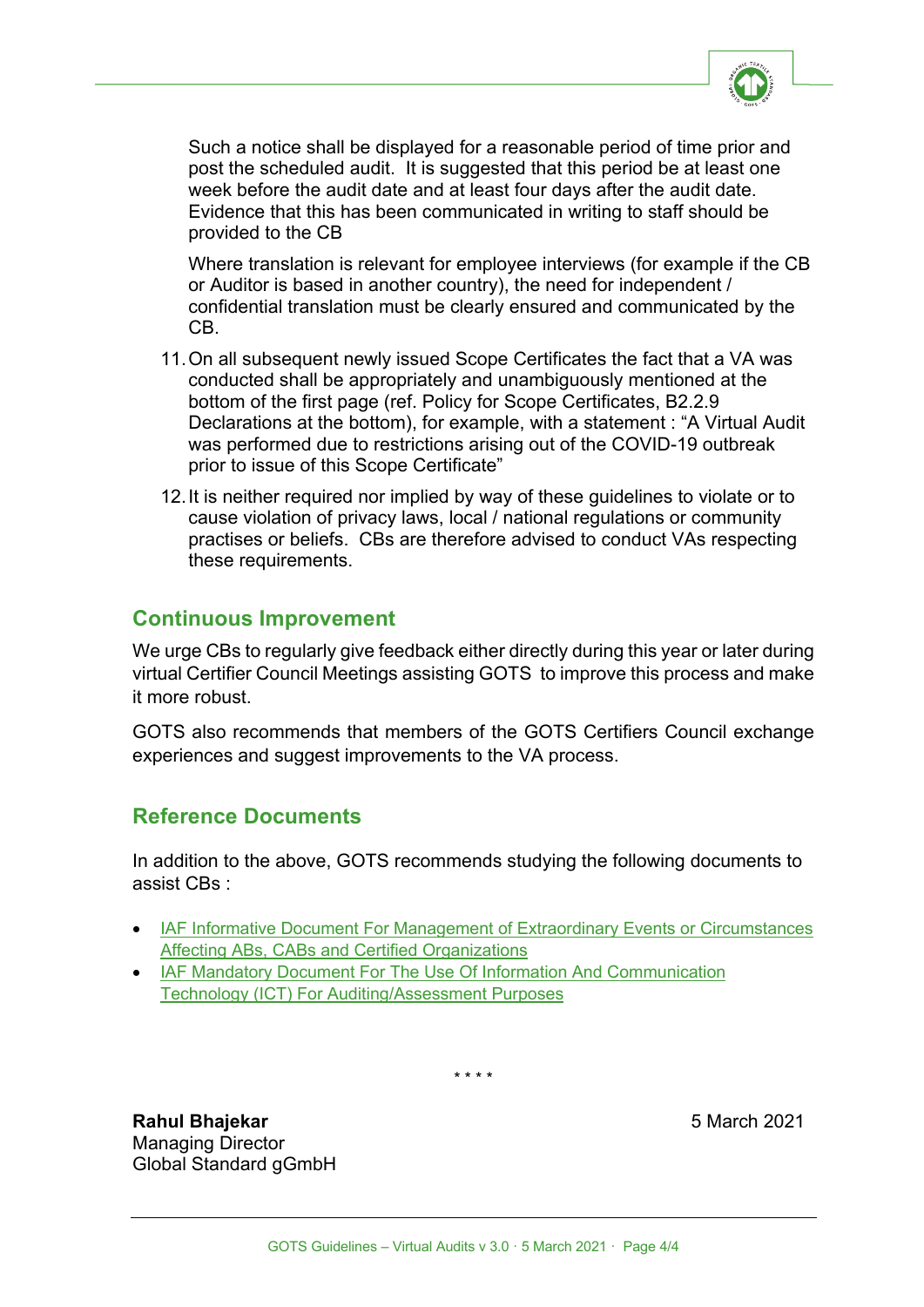Such a notice shall be displayed for a reasonable period of time prior and post the scheduled audit. It is suggested that this period be at least one week before the audit date and at least four days after the audit date. Evidence that this has been communicated in writing to staff should be provided to the CB

Where translation is relevant for employee interviews (for example if the CB or Auditor is based in another country), the need for independent / confidential translation must be clearly ensured and communicated by the CB.

11. On all subsequent newly issued Scope Certificates the fact that a VA was conducted shall be appropriately and unambiguously mentioned at the bottom of the first page (ref. Policy for Scope Certificates, B2.2.9 Declarations at the bottom), for example, with a statement : "A Virtual Audit was performed due to restrictions arising out of the COVID-19 outbreak prior to issue of this Scope Certificate"

12. It is neither required nor implied by way of these guidelines to violate or to cause violation of privacy laws, local / national regulations or community practises or beliefs. CBs are therefore advised to conduct VAs respecting these requirements.

## Continuous Improvement

We urge CBs to regularly give feedback either directly during this year or later during virtual Certifier Council Meetings assisting GOTS to improve this process and make it more robust.

GOTS also recommends that members of the GOTS Certifiers Council exchange experiences and suggest improvements to the VA process.

## Reference Documents

In addition to the above, GOTS recommends studying the following documents to assist CBs :

- IAF Informative Document For Management of Extraordinary Events or Circumstances Affecting ABs, CABs and Certified Organizations
- IAF Mandatory Document For The Use Of Information And Communication Technology (ICT) For Auditing/Assessment Purposes

\* \* \* \*

**Rahul Bhajekar**
Managing Director
Global Standard gGmbH

5 March 2021